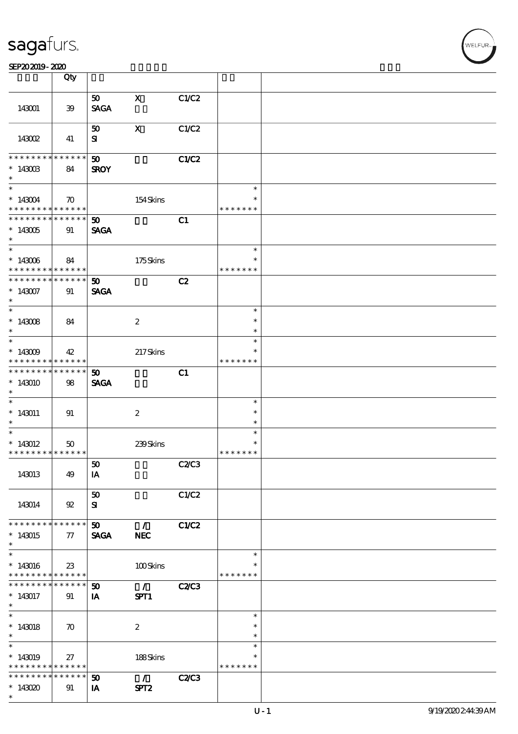sagafurs.

SEP20 2019 - 2020

| | Qty | | | | | |
|---|---|---|---|---|---|---|
| 143001 | 39 | 50 SAGA | X | C1/C2 | | |
| 143002 | 41 | 50 SI | X | C1/C2 | | |
| * * * * * * * * * * * * * * 143003 * | 84 | 50 SROY | | C1/C2 | | |
| * * 143004 * * * * * * * * * * * * * | 70 | | 154 Skins | | * * * * * * * * * | |
| * * * * * * * * * * * * * * 143005 * | 91 | 50 SAGA | | C1 | | |
| * * 143006 * * * * * * * * * * * * * | 84 | | 175 Skins | | * * * * * * * * * | |
| * * * * * * * * * * * * * * 143007 * | 91 | 50 SAGA | | C2 | | |
| * * 143008 * | 84 | | 2 | | * * * | |
| * * 143009 * * * * * * * * * * * * * | 42 | | 217 Skins | | * * * * * * * * * | |
| * * * * * * * * * * * * * * 143010 * | 98 | 50 SAGA | | C1 | | |
| * * 143011 * | 91 | | 2 | | * * * | |
| * * 143012 * * * * * * * * * * * * * | 50 | | 239 Skins | | * * * * * * * * * | |
| 143013 | 49 | 50 IA | | C2/C3 | | |
| 143014 | 92 | 50 SI | | C1/C2 | | |
| * * * * * * * * * * * * * * 143015 * | 77 | 50 SAGA | / NEC | C1/C2 | | |
| * * 143016 * * * * * * * * * * * * * | 23 | | 100 Skins | | * * * * * * * * * | |
| * * * * * * * * * * * * * * 143017 * | 91 | 50 IA | / SPT1 | C2/C3 | | |
| * * 143018 * | 70 | | 2 | | * * * | |
| * * 143019 * * * * * * * * * * * * * | 27 | | 188 Skins | | * * * * * * * * * | |
| * * * * * * * * * * * * * * 143020 * | 91 | 50 IA | / SPT2 | C2/C3 | | |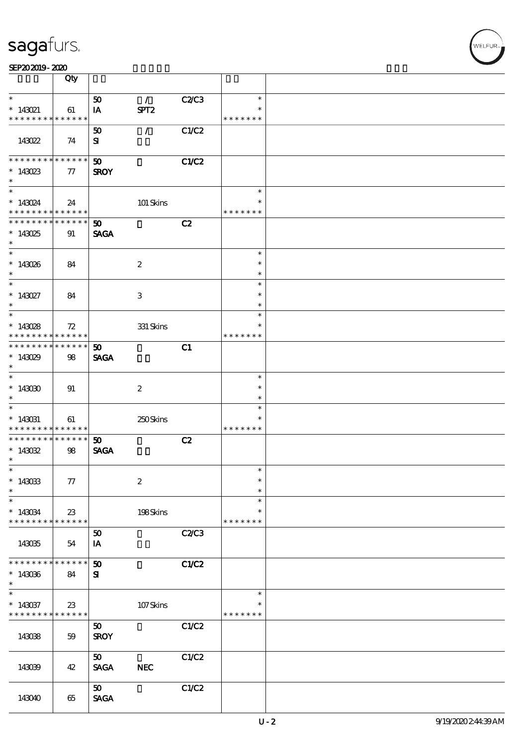| | Qty | | | | | |
|---|---|---|---|---|---|---|
| * <br> * 143021 <br> * * * * * * * * * * * * * * | 61 | 50 <br> IA | / <br> SPT2 | C2/C3 | * <br> * <br> * * * * * * * | |
| 143022 | 74 | 50 <br> SI | / | C1/C2 | | |
| * * * * * * * * * * * * * * <br> * 143023 <br> * | 77 | 50 <br> SROY | | C1/C2 | | |
| * <br> * 143024 <br> * * * * * * * * * * * * * * | 24 | | 101 Skins | | * <br> * <br> * * * * * * * | |
| * * * * * * * * * * * * * * <br> * 143025 <br> * | 91 | 50 <br> SAGA | | C2 | | |
| * <br> * 143026 <br> * | 84 | | 2 | | * <br> * <br> * | |
| * <br> * 143027 <br> * | 84 | | 3 | | * <br> * <br> * | |
| * <br> * 143028 <br> * * * * * * * * * * * * * * | 72 | | 331 Skins | | * <br> * <br> * * * * * * * | |
| * * * * * * * * * * * * * * <br> * 143029 <br> * | 98 | 50 <br> SAGA | | C1 | | |
| * <br> * 143030 <br> * | 91 | | 2 | | * <br> * <br> * | |
| * <br> * 143031 <br> * * * * * * * * * * * * * * | 61 | | 250 Skins | | * <br> * <br> * * * * * * * | |
| * * * * * * * * * * * * * * <br> * 143032 <br> * | 98 | 50 <br> SAGA | | C2 | | |
| * <br> * 143033 <br> * | 77 | | 2 | | * <br> * <br> * | |
| * <br> * 143034 <br> * * * * * * * * * * * * * * | 23 | | 198 Skins | | * <br> * <br> * * * * * * * | |
| 143035 | 54 | 50 <br> IA | | C2/C3 | | |
| * * * * * * * * * * * * * * <br> * 143036 <br> * | 84 | 50 <br> SI | | C1/C2 | | |
| * <br> * 143037 <br> * * * * * * * * * * * * * * | 23 | | 107 Skins | | * <br> * <br> * * * * * * * | |
| 143038 | 59 | 50 <br> SROY | | C1/C2 | | |
| 143039 | 42 | 50 <br> SAGA | NEC | C1/C2 | | |
| 143040 | 65 | 50 <br> SAGA | | C1/C2 | | |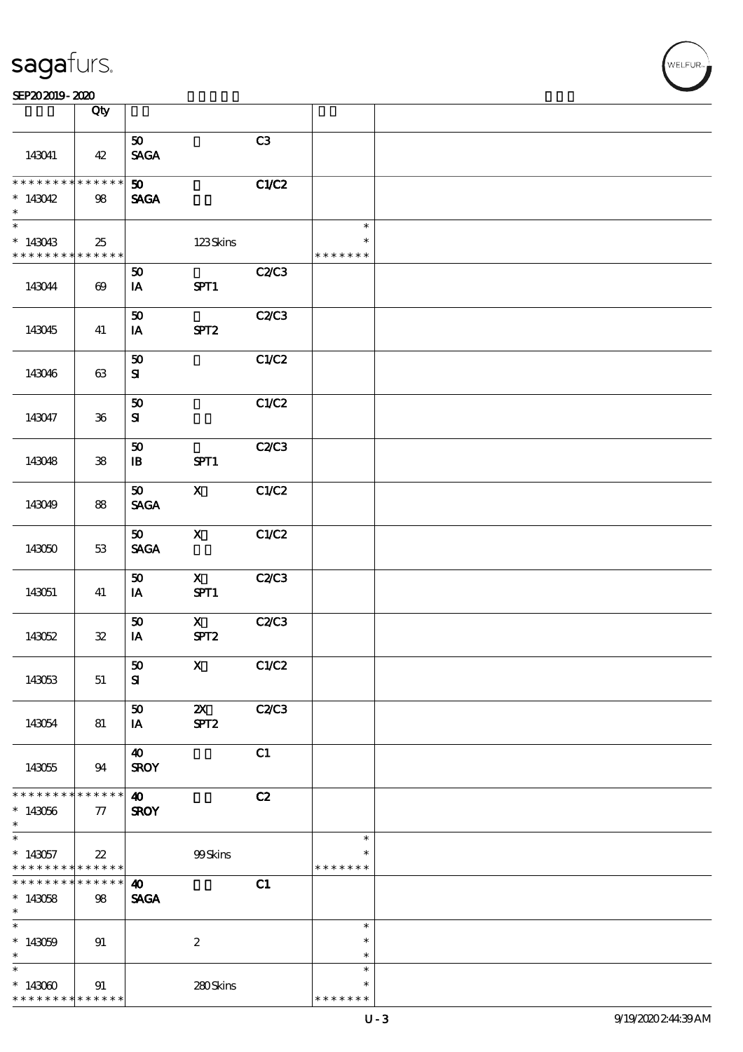| | Qty | | | | | |
|---|---|---|---|---|---|---|
| 143041 | 42 | 50 SAGA | | C3 | | |
| * * * * * * * * * * * * * * 143042 * | 98 | 50 SAGA | | C1/C2 | | |
| * * 143043 * * * * * * * * * * * * * | 25 | | 123 Skins | | * * * * * * * * * | |
| 143044 | 69 | 50 IA | SPT1 | C2/C3 | | |
| 143045 | 41 | 50 IA | SPT2 | C2/C3 | | |
| 143046 | 63 | 50 SI | | C1/C2 | | |
| 143047 | 36 | 50 SI | | C1/C2 | | |
| 143048 | 38 | 50 IB | SPT1 | C2/C3 | | |
| 143049 | 88 | 50 SAGA | X | C1/C2 | | |
| 143050 | 53 | 50 SAGA | X | C1/C2 | | |
| 143051 | 41 | 50 IA | X SPT1 | C2/C3 | | |
| 143052 | 32 | 50 IA | X SPT2 | C2/C3 | | |
| 143053 | 51 | 50 SI | X | C1/C2 | | |
| 143054 | 81 | 50 IA | 2X SPT2 | C2/C3 | | |
| 143055 | 94 | 40 SROY | | C1 | | |
| * * * * * * * * * * * * * * 143056 * | 77 | 40 SROY | | C2 | | |
| * * 143057 * * * * * * * * * * * * * | 22 | | 99 Skins | | * * * * * * * * * | |
| * * * * * * * * * * * * * * 143058 * | 98 | 40 SAGA | | C1 | | |
| * * 143059 * | 91 | | 2 | | * * * | |
| * * 143060 * * * * * * * * * * * * * | 91 | | 280 Skins | | * * * * * * * * * | |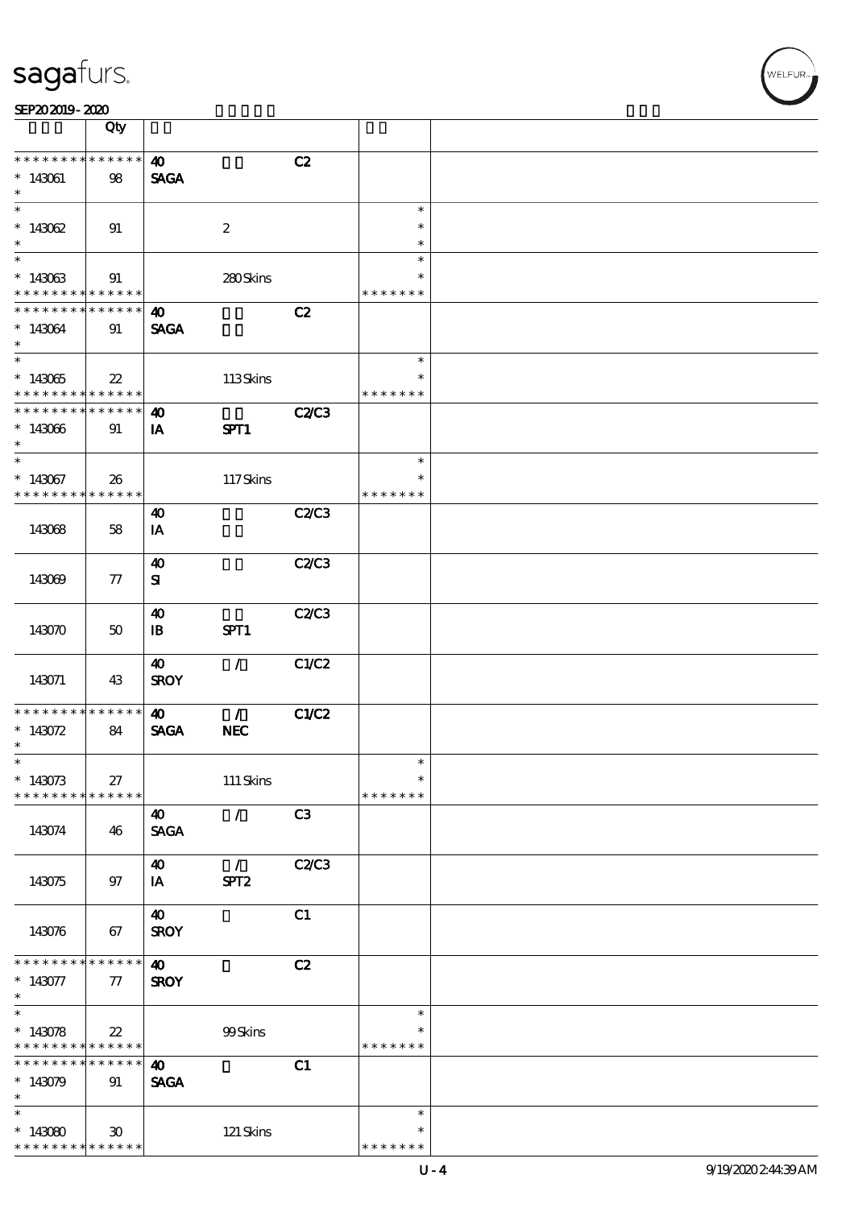| | Qty | | | | | |
|---|---|---|---|---|---|---|
| * * * * * * * * * * * * * * | | 40 | | C2 | | |
| * 143061 | 98 | SAGA | | | | |
| * | | | | | | |
| * | | | | | * | |
| * 143062 | 91 | | 2 | | * | |
| * | | | | | * | |
| * | | | | | * | |
| * 143063 | 91 | | 280 Skins | | * | |
| * * * * * * * * * * * * * * | | | | | * * * * * * * | |
| * * * * * * * * * * * * * * | | 40 | | C2 | | |
| * 143064 | 91 | SAGA | | | | |
| * | | | | | | |
| * | | | | | * | |
| * 143065 | 22 | | 113 Skins | | * | |
| * * * * * * * * * * * * * * | | | | | * * * * * * * | |
| * * * * * * * * * * * * * * | | 40 | | C2/C3 | | |
| * 143066 | 91 | IA | SPT1 | | | |
| * | | | | | | |
| * | | | | | * | |
| * 143067 | 26 | | 117 Skins | | * | |
| * * * * * * * * * * * * * * | | | | | * * * * * * * | |
| 143068 | 58 | 40 IA | | C2/C3 | | |
| 143069 | 77 | 40 SI | | C2/C3 | | |
| 143070 | 50 | 40 IB | SPT1 | C2/C3 | | |
| 143071 | 43 | 40 SROY | / | C1/C2 | | |
| * * * * * * * * * * * * * * | | 40 | / | C1/C2 | | |
| * 143072 | 84 | SAGA | NEC | | | |
| * | | | | | | |
| * | | | | | * | |
| * 143073 | 27 | | 111 Skins | | * | |
| * * * * * * * * * * * * * * | | | | | * * * * * * * | |
| 143074 | 46 | 40 SAGA | / | C3 | | |
| 143075 | 97 | 40 IA | / SPT2 | C2/C3 | | |
| 143076 | 67 | 40 SROY | | C1 | | |
| * * * * * * * * * * * * * * | | 40 | | C2 | | |
| * 143077 | 77 | SROY | | | | |
| * | | | | | | |
| * | | | | | * | |
| * 143078 | 22 | | 99 Skins | | * | |
| * * * * * * * * * * * * * * | | | | | * * * * * * * | |
| * * * * * * * * * * * * * * | | 40 | | C1 | | |
| * 143079 | 91 | SAGA | | | | |
| * | | | | | | |
| * | | | | | * | |
| * 143080 | 30 | | 121 Skins | | * | |
| * * * * * * * * * * * * * * | | | | | * * * * * * * | |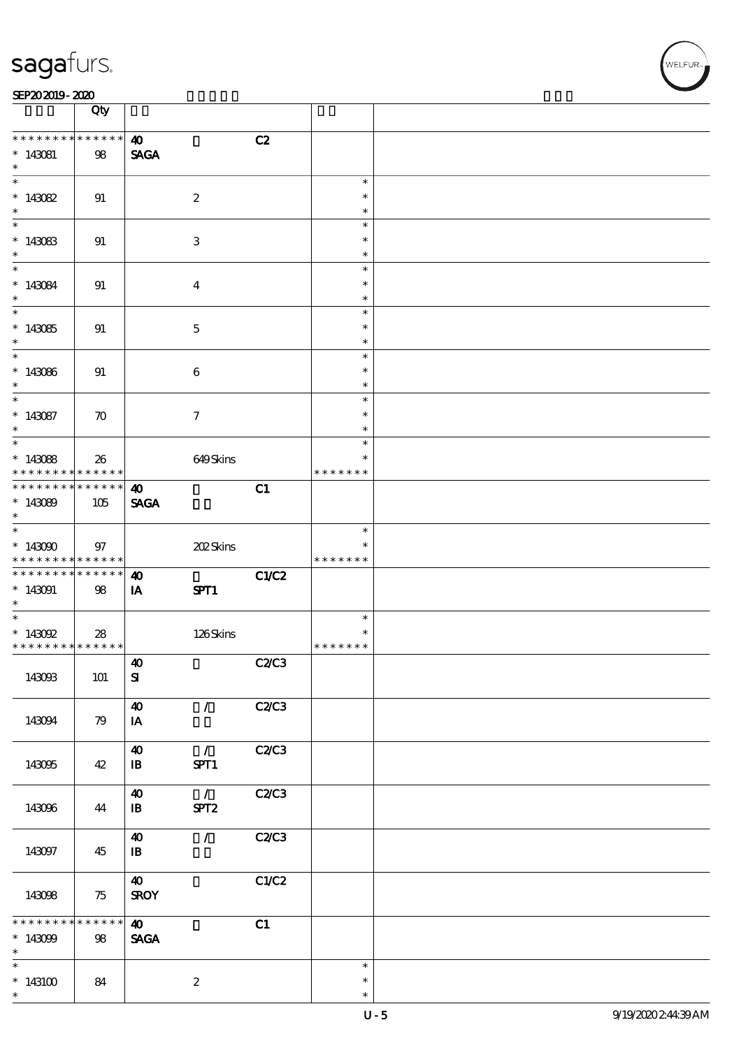| | Qty | | | | | |
|---|---|---|---|---|---|---|
| * * * * * * * * * * * * * * 143081 * | 98 | 40 SAGA | | C2 | | |
| * * 143082 * | 91 | | 2 | | * * * | |
| * * 143083 * | 91 | | 3 | | * * * | |
| * * 143084 * | 91 | | 4 | | * * * | |
| * * 143085 * | 91 | | 5 | | * * * | |
| * * 143086 * | 91 | | 6 | | * * * | |
| * * 143087 * | 70 | | 7 | | * * * | |
| * * 143088 * * * * * * * * * * * * * | 26 | | 649 Skins | | * * * * * * * * * | |
| * * * * * * * * * * * * * * 143089 * | 105 | 40 SAGA | | C1 | | |
| * * 143090 * * * * * * * * * * * * * | 97 | | 202 Skins | | * * * * * * * * | |
| * * * * * * * * * * * * * * 143091 * | 98 | 40 IA | SPT1 | C1/C2 | | |
| * * 143092 * * * * * * * * * * * * * | 28 | | 126 Skins | | * * * * * * * * | |
| 143093 | 101 | 40 SI | | C2/C3 | | |
| 143094 | 79 | 40 IA | / | C2/C3 | | |
| 143095 | 42 | 40 IB | / SPT1 | C2/C3 | | |
| 143096 | 44 | 40 IB | / SPT2 | C2/C3 | | |
| 143097 | 45 | 40 IB | / | C2/C3 | | |
| 143098 | 75 | 40 SROY | | C1/C2 | | |
| * * * * * * * * * * * * * * 143099 * | 98 | 40 SAGA | | C1 | | |
| * * 143100 * | 84 | | 2 | | * * * | |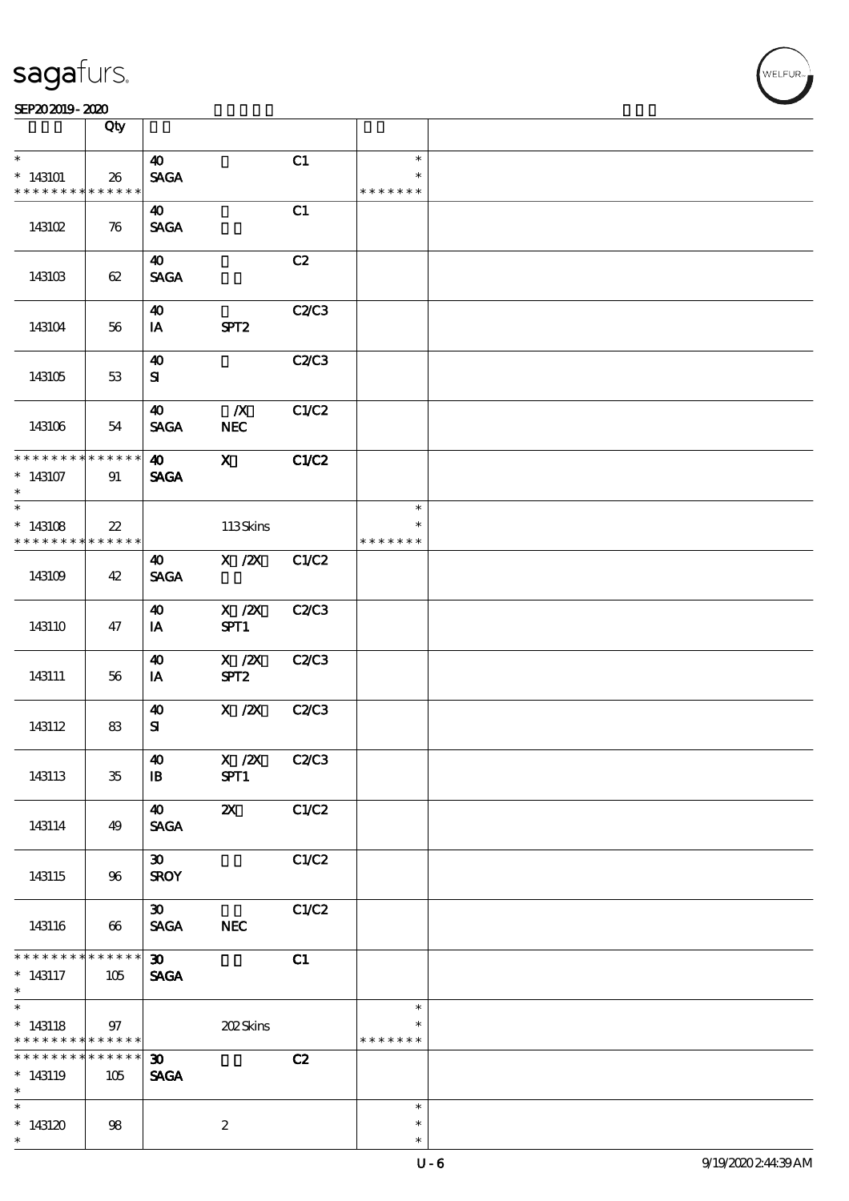sagafurs.

SEP20 2019 - 2020

| | Qty | | | | | |
|---|---|---|---|---|---|---|
| *<br>* 143101<br>* * * * * * * * * * * * * * | 26 | 40<br>SAGA | | C1 | *<br>*<br>* * * * * * * | |
| 143102 | 76 | 40<br>SAGA | | C1 | | |
| 143103 | 62 | 40<br>SAGA | | C2 | | |
| 143104 | 56 | 40<br>IA | SPT2 | C2/C3 | | |
| 143105 | 53 | 40<br>SI | | C2/C3 | | |
| 143106 | 54 | 40<br>SAGA | /X<br>NEC | C1/C2 | | |
| * * * * * * * * * * * * * *<br>* 143107<br>* | 91 | 40<br>SAGA | X | C1/C2 | | |
| *<br>* 143108<br>* * * * * * * * * * * * * * | 22 | | 113 Skins | | *<br>*<br>* * * * * * * | |
| 143109 | 42 | 40<br>SAGA | X /2X | C1/C2 | | |
| 143110 | 47 | 40<br>IA | X /2X<br>SPT1 | C2/C3 | | |
| 143111 | 56 | 40<br>IA | X /2X<br>SPT2 | C2/C3 | | |
| 143112 | 83 | 40<br>SI | X /2X | C2/C3 | | |
| 143113 | 35 | 40<br>IB | X /2X<br>SPT1 | C2/C3 | | |
| 143114 | 49 | 40<br>SAGA | 2X | C1/C2 | | |
| 143115 | 96 | 30<br>SROY | | C1/C2 | | |
| 143116 | 66 | 30<br>SAGA | NEC | C1/C2 | | |
| * * * * * * * * * * * * * *<br>* 143117<br>* | 105 | 30<br>SAGA | | C1 | | |
| *<br>* 143118<br>* * * * * * * * * * * * * * | 97 | | 202 Skins | | *<br>*<br>* * * * * * * | |
| * * * * * * * * * * * * * *<br>* 143119<br>* | 105 | 30<br>SAGA | | C2 | | |
| *<br>* 143120<br>* | 98 | | 2 | | *<br>*<br>* | |

U - 6 9/19/2020 2:44:39 AM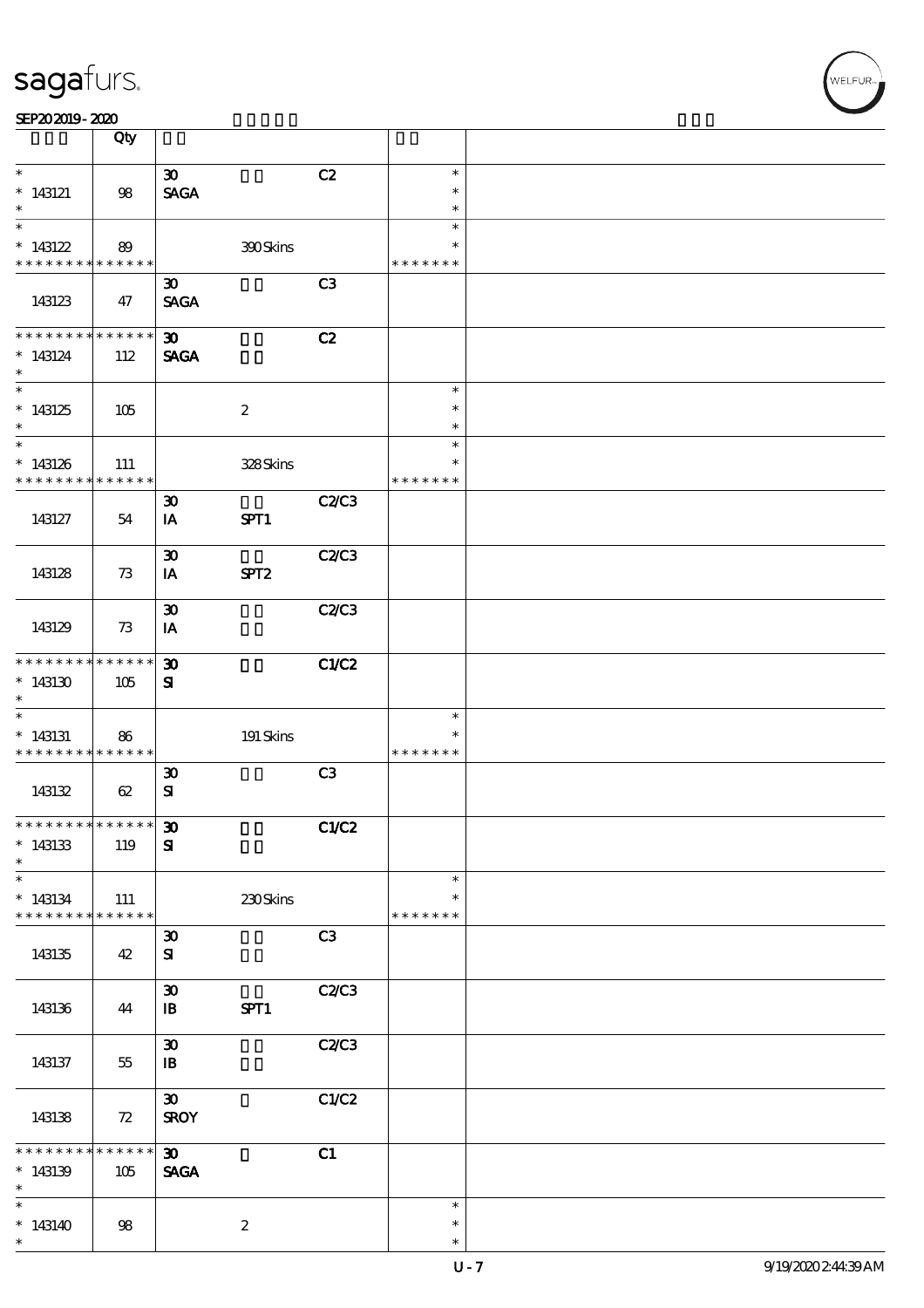| | Qty | | | | | |
|---|---|---|---|---|---|---|
| * <br> * 143121 <br> * | 98 | 30 <br> SAGA | | C2 | * <br> * <br> * | |
| * <br> * 143122 <br> * * * * * * * * * * * * * * | 89 | | 390 Skins | | * <br> * <br> * * * * * * * | |
| 143123 | 47 | 30 <br> SAGA | | C3 | | |
| * * * * * * * * * * * * * * <br> * 143124 <br> * | 112 | 30 <br> SAGA | | C2 | | |
| * <br> * 143125 <br> * | 105 | | 2 | | * <br> * <br> * | |
| * <br> * 143126 <br> * * * * * * * * * * * * * * | 111 | | 328 Skins | | * <br> * <br> * * * * * * * | |
| 143127 | 54 | 30 <br> IA | SPT1 | C2/C3 | | |
| 143128 | 73 | 30 <br> IA | SPT2 | C2/C3 | | |
| 143129 | 73 | 30 <br> IA | | C2/C3 | | |
| * * * * * * * * * * * * * * <br> * 143130 <br> * | 105 | 30 <br> SI | | C1/C2 | | |
| * <br> * 143131 <br> * * * * * * * * * * * * * * | 86 | | 191 Skins | | * <br> * <br> * * * * * * * | |
| 143132 | 62 | 30 <br> SI | | C3 | | |
| * * * * * * * * * * * * * * <br> * 143133 <br> * | 119 | 30 <br> SI | | C1/C2 | | |
| * <br> * 143134 <br> * * * * * * * * * * * * * * | 111 | | 230 Skins | | * <br> * <br> * * * * * * * | |
| 143135 | 42 | 30 <br> SI | | C3 | | |
| 143136 | 44 | 30 <br> IB | SPT1 | C2/C3 | | |
| 143137 | 55 | 30 <br> IB | | C2/C3 | | |
| 143138 | 72 | 30 <br> SROY | | C1/C2 | | |
| * * * * * * * * * * * * * * <br> * 143139 <br> * | 105 | 30 <br> SAGA | | C1 | | |
| * <br> * 143140 <br> * | 98 | | 2 | | * <br> * <br> * | |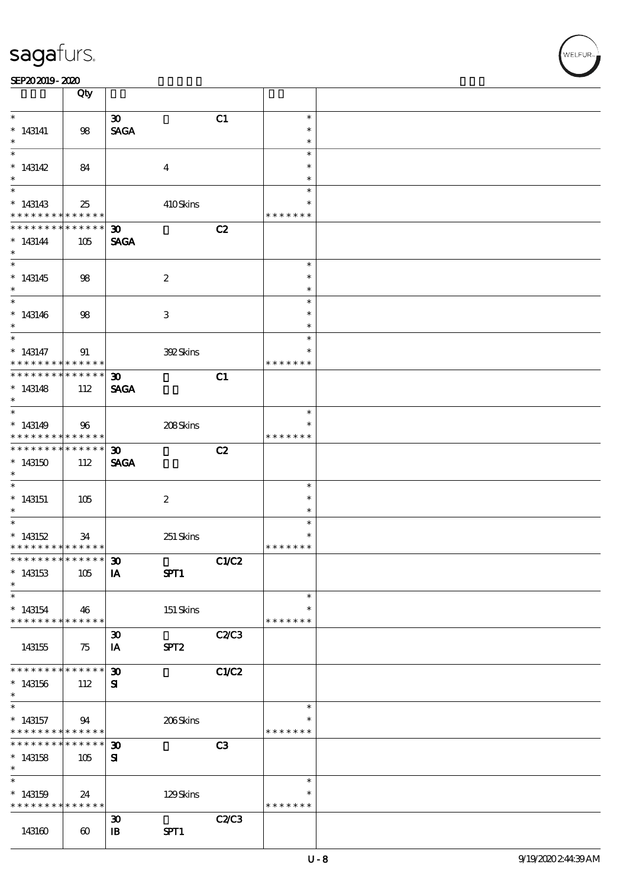| | Qty | | | | | |
|---|---|---|---|---|---|---|
| * 143141 * | 98 | 30 SAGA | | C1 | * * * | |
| * 143142 * | 84 | | 4 | | * * * | |
| * 143143 * * * * * * * * * * * * * * | 25 | | 410 Skins | | * * * * * * * * | |
| * * * * * * * * * * * * * * 143144 * | 105 | 30 SAGA | | C2 | | |
| * 143145 * | 98 | | 2 | | * * * | |
| * 143146 * | 98 | | 3 | | * * * | |
| * 143147 * * * * * * * * * * * * * * | 91 | | 392 Skins | | * * * * * * * * | |
| * * * * * * * * * * * * * * 143148 * | 112 | 30 SAGA | | C1 | | |
| * 143149 * * * * * * * * * * * * * * | 96 | | 208 Skins | | * * * * * * * * | |
| * * * * * * * * * * * * * * 143150 * | 112 | 30 SAGA | | C2 | | |
| * 143151 * | 105 | | 2 | | * * * | |
| * 143152 * * * * * * * * * * * * * * | 34 | | 251 Skins | | * * * * * * * * | |
| * * * * * * * * * * * * * * 143153 * | 105 | 30 IA | SPT1 | C1/C2 | | |
| * 143154 * * * * * * * * * * * * * * | 46 | | 151 Skins | | * * * * * * * * | |
| 143155 | 75 | 30 IA | SPT2 | C2/C3 | | |
| * * * * * * * * * * * * * * 143156 * | 112 | 30 SI | | C1/C2 | | |
| * 143157 * * * * * * * * * * * * * * | 94 | | 206 Skins | | * * * * * * * * | |
| * * * * * * * * * * * * * * 143158 * | 105 | 30 SI | | C3 | | |
| * 143159 * * * * * * * * * * * * * * | 24 | | 129 Skins | | * * * * * * * * | |
| 143160 | 60 | 30 IB | SPT1 | C2/C3 | | |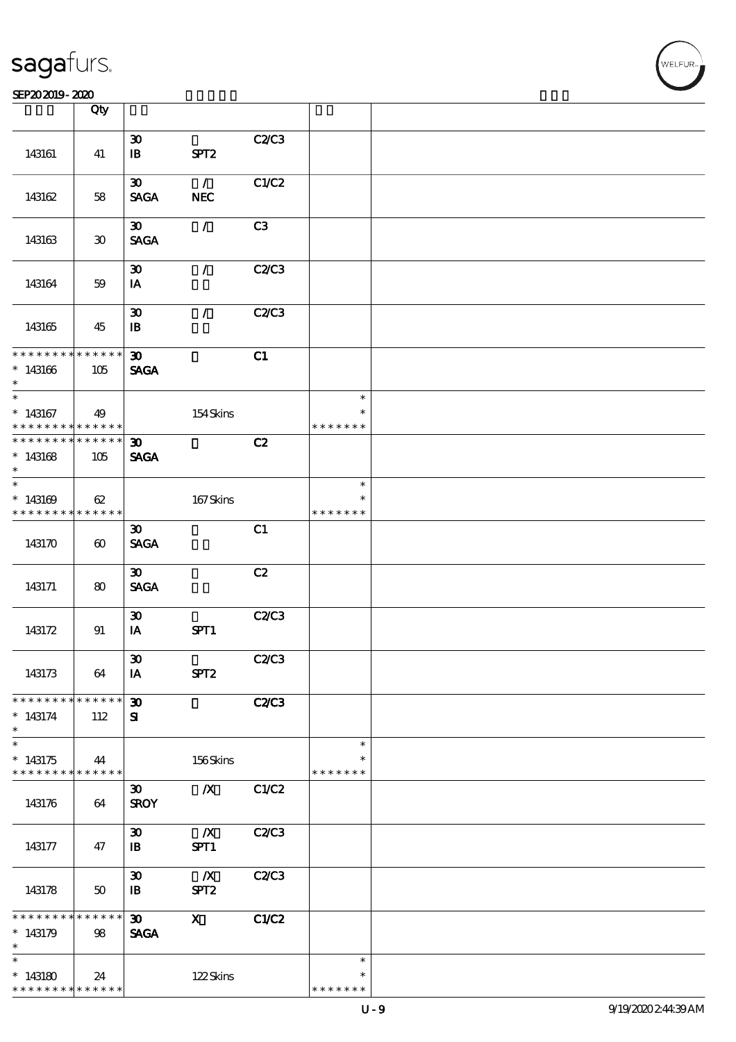| | Qty | | | | | |
|---|---|---|---|---|---|---|
| 143161 | 41 | 30<br>IB | <br>SPT2 | C2/C3 | | |
| 143162 | 58 | 30<br>SAGA | /<br>NEC | C1/C2 | | |
| 143163 | 30 | 30<br>SAGA | / | C3 | | |
| 143164 | 59 | 30<br>IA | / | C2/C3 | | |
| 143165 | 45 | 30<br>IB | / | C2/C3 | | |
| * * * * * * * * * * * * * *<br>* 143166<br>* | 105 | 30<br>SAGA | | C1 | | |
| *<br>* 143167<br>* * * * * * * * * * * * * * | 49 | | 154 Skins | | *<br>*<br>* * * * * * * | |
| * * * * * * * * * * * * * *<br>* 143168<br>* | 105 | 30<br>SAGA | | C2 | | |
| *<br>* 143169<br>* * * * * * * * * * * * * * | 62 | | 167 Skins | | *<br>*<br>* * * * * * * | |
| 143170 | 60 | 30<br>SAGA | | C1 | | |
| 143171 | 80 | 30<br>SAGA | | C2 | | |
| 143172 | 91 | 30<br>IA | <br>SPT1 | C2/C3 | | |
| 143173 | 64 | 30<br>IA | <br>SPT2 | C2/C3 | | |
| * * * * * * * * * * * * * *<br>* 143174<br>* | 112 | 30<br>SI | | C2/C3 | | |
| *<br>* 143175<br>* * * * * * * * * * * * * * | 44 | | 156 Skins | | *<br>*<br>* * * * * * * | |
| 143176 | 64 | 30<br>SROY | /X | C1/C2 | | |
| 143177 | 47 | 30<br>IB | /X<br>SPT1 | C2/C3 | | |
| 143178 | 50 | 30<br>IB | /X<br>SPT2 | C2/C3 | | |
| * * * * * * * * * * * * * *<br>* 143179<br>* | 98 | 30<br>SAGA | X | C1/C2 | | |
| *<br>* 143180<br>* * * * * * * * * * * * * * | 24 | | 122 Skins | | *<br>*<br>* * * * * * * | |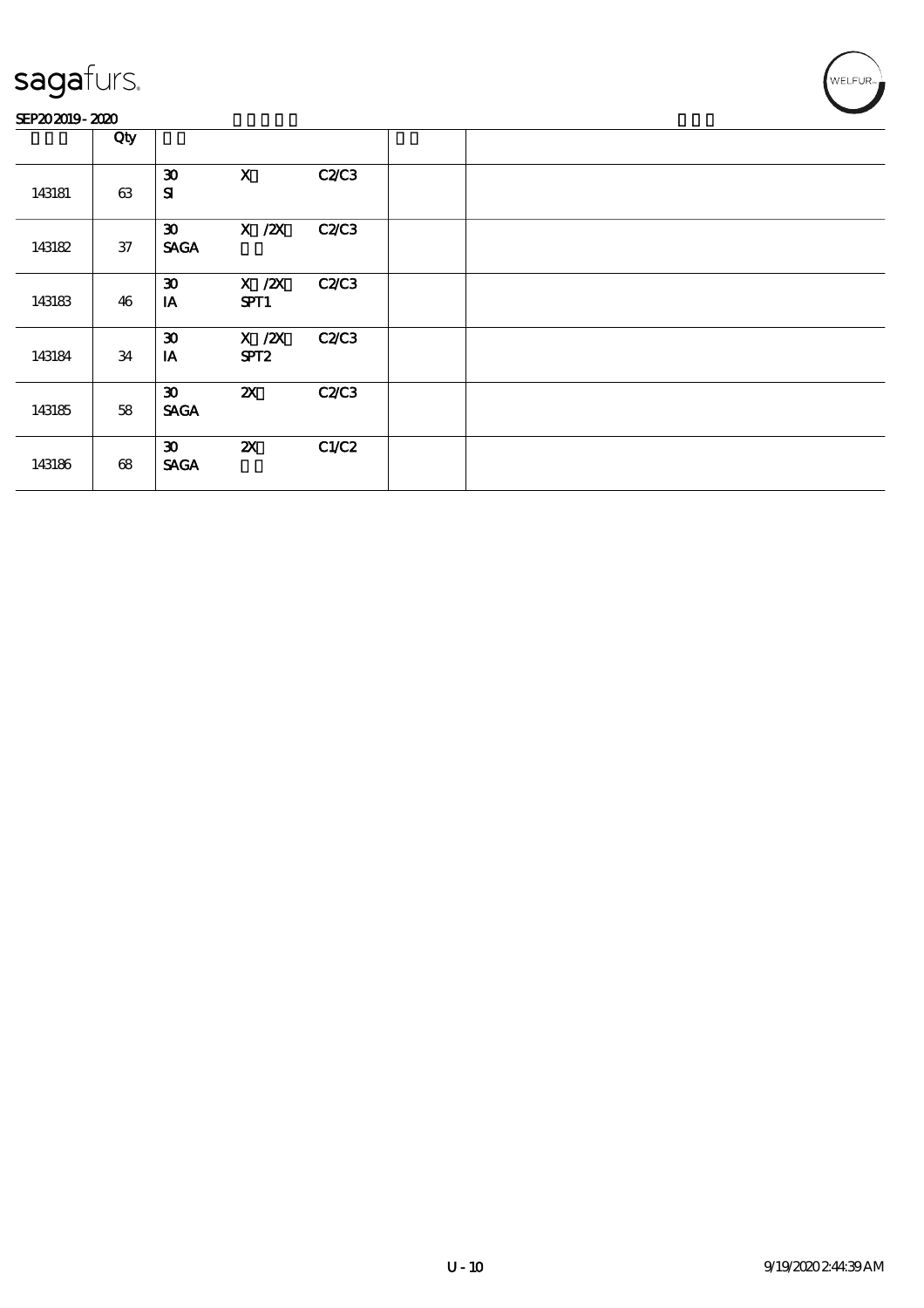sagafurs.

SEP20 2019 - 2020

| | Qty | | | | | |
|---|---|---|---|---|---|---|
| 143181 | 63 | 30<br>SI | X | C2/C3 | | |
| 143182 | 37 | 30<br>SAGA | X /2X | C2/C3 | | |
| 143183 | 46 | 30<br>IA | X /2X<br>SPT1 | C2/C3 | | |
| 143184 | 34 | 30<br>IA | X /2X<br>SPT2 | C2/C3 | | |
| 143185 | 58 | 30<br>SAGA | 2X | C2/C3 | | |
| 143186 | 68 | 30<br>SAGA | 2X | C1/C2 | | |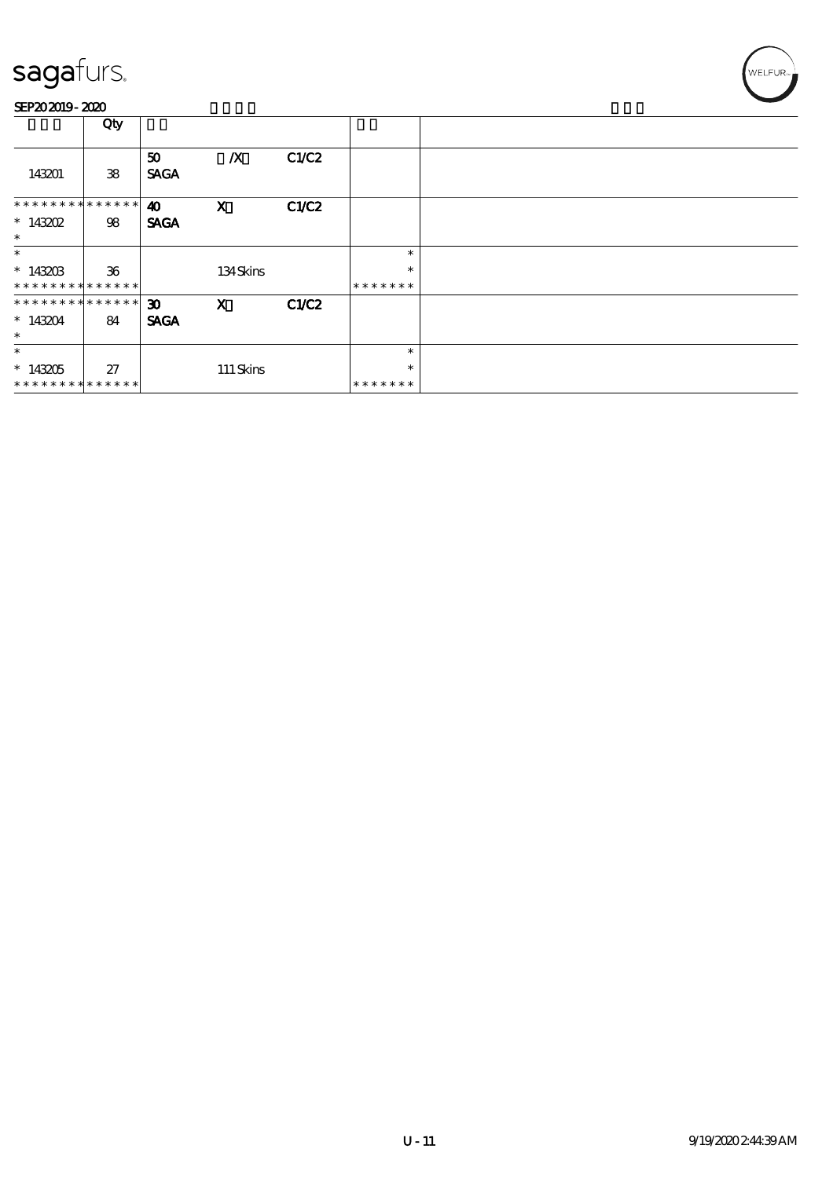# sagafurs.

SEP20 2019 - 2020

| | Qty | | | | | |
|---|---|---|---|---|---|---|
| 143201 | 38 | 50<br>SAGA | /X | C1/C2 | | |
| * * * * * * * * * * * * * *<br>* 143202<br>* | 98 | 40<br>SAGA | X | C1/C2 | | |
| *<br>* 143203<br>* * * * * * * * * * * * * * | 36 | | 134 Skins | | *<br>*<br>* * * * * * * | |
| * * * * * * * * * * * * * *<br>* 143204<br>* | 84 | 30<br>SAGA | X | C1/C2 | | |
| *<br>* 143205<br>* * * * * * * * * * * * * * | 27 | | 111 Skins | | *<br>*<br>* * * * * * * | |

U - 11

9/19/2020 2:44:39 AM